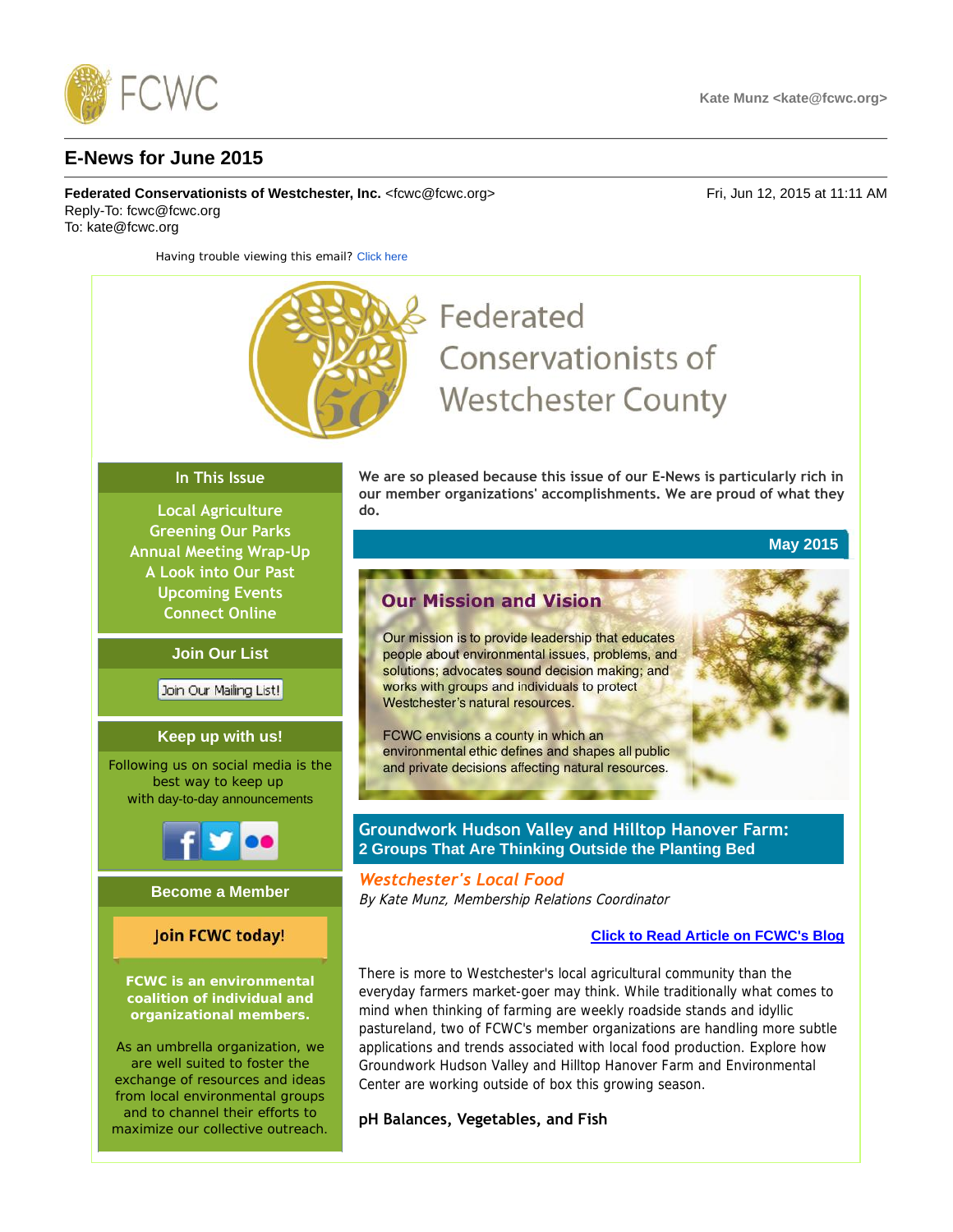FCWC

Kate Munz <kate@fcwc.org>

# E-News for June 2015

**Federated Conservationists of Westchester, Inc.** <fcwc@fcwc.org>
Reply-To: fcwc@fcwc.org
To: kate@fcwc.org

Fri, Jun 12, 2015 at 11:11 AM

Having trouble viewing this email? Click here

Federated Conservationists of Westchester County

**In This Issue**

Local Agriculture
Greening Our Parks
Annual Meeting Wrap-Up
A Look into Our Past
Upcoming Events
Connect Online

**Join Our List**

Join Our Mailing List!

**Keep up with us!**

Following us on social media is the best way to keep up with day-to-day announcements

**Become a Member**

Join FCWC today!

**FCWC is an environmental coalition of individual and organizational members.**

As an umbrella organization, we are well suited to foster the exchange of resources and ideas from local environmental groups and to channel their efforts to maximize our collective outreach.

**We are so pleased because this issue of our E-News is particularly rich in our member organizations' accomplishments. We are proud of what they do.**

**May 2015**

## Our Mission and Vision

Our mission is to provide leadership that educates people about environmental issues, problems, and solutions; advocates sound decision making; and works with groups and individuals to protect Westchester's natural resources.

FCWC envisions a county in which an environmental ethic defines and shapes all public and private decisions affecting natural resources.

## Groundwork Hudson Valley and Hilltop Hanover Farm: 2 Groups That Are Thinking Outside the Planting Bed

***Westchester's Local Food***

*By Kate Munz, Membership Relations Coordinator*

**Click to Read Article on FCWC's Blog**

There is more to Westchester's local agricultural community than the everyday farmers market-goer may think. While traditionally what comes to mind when thinking of farming are weekly roadside stands and idyllic pastureland, two of FCWC's member organizations are handling more subtle applications and trends associated with local food production. Explore how Groundwork Hudson Valley and Hilltop Hanover Farm and Environmental Center are working outside of box this growing season.

**pH Balances, Vegetables, and Fish**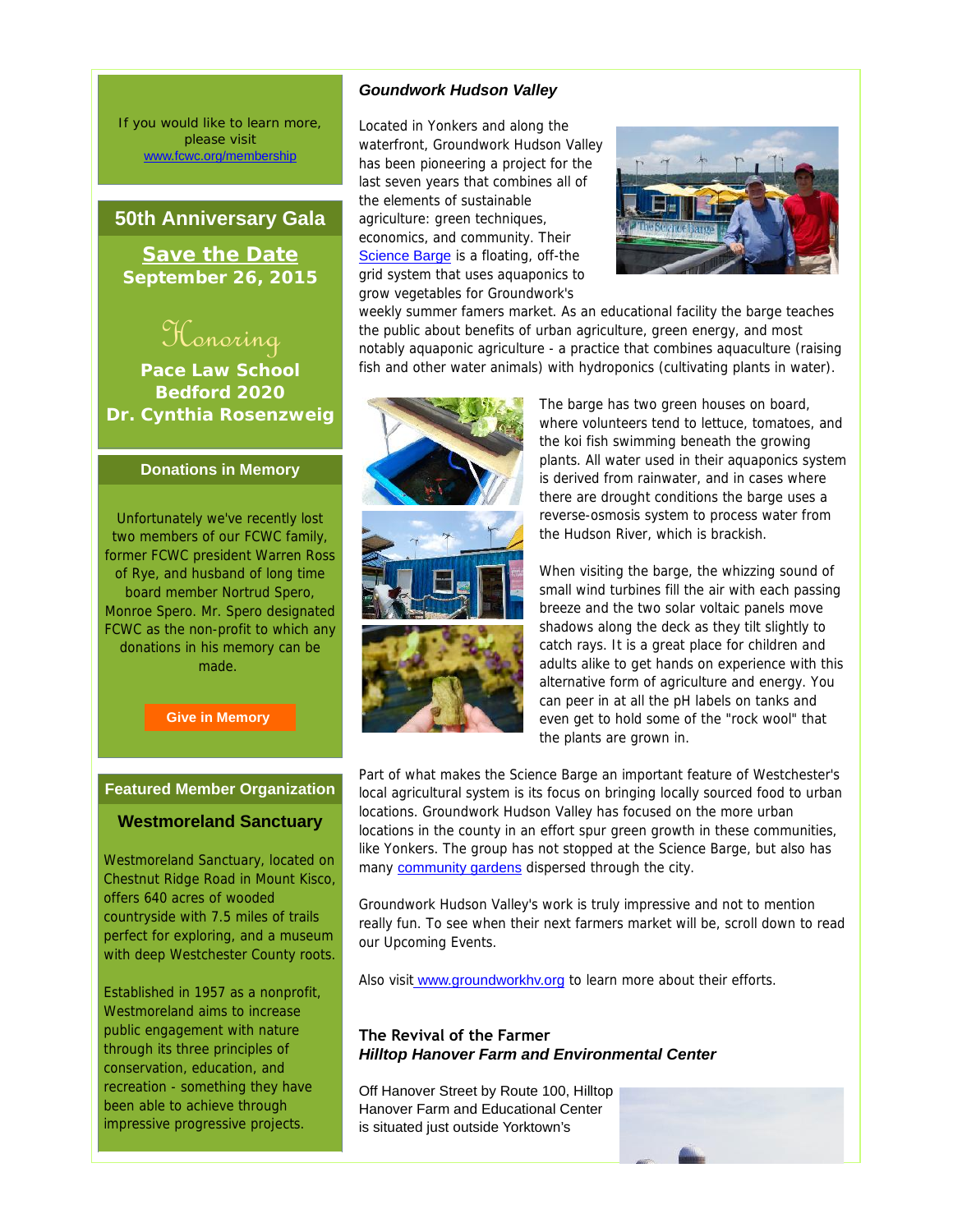If you would like to learn more, please visit www.fcwc.org/membership

## 50th Anniversary Gala

**Save the Date**
**September 26, 2015**

Honoring

**Pace Law School**
**Bedford 2020**
**Dr. Cynthia Rosenzweig**

### Donations in Memory

Unfortunately we've recently lost two members of our FCWC family, former FCWC president Warren Ross of Rye, and husband of long time board member Nortrud Spero, Monroe Spero. Mr. Spero designated FCWC as the non-profit to which any donations in his memory can be made.

**Give in Memory**

### Featured Member Organization

**Westmoreland Sanctuary**

Westmoreland Sanctuary, located on Chestnut Ridge Road in Mount Kisco, offers 640 acres of wooded countryside with 7.5 miles of trails perfect for exploring, and a museum with deep Westchester County roots.

Established in 1957 as a nonprofit, Westmoreland aims to increase public engagement with nature through its three principles of conservation, education, and recreation - something they have been able to achieve through impressive progressive projects.

## *Goundwork Hudson Valley*

Located in Yonkers and along the waterfront, Groundwork Hudson Valley has been pioneering a project for the last seven years that combines all of the elements of sustainable agriculture: green techniques, economics, and community. Their Science Barge is a floating, off-the grid system that uses aquaponics to grow vegetables for Groundwork's weekly summer famers market. As an educational facility the barge teaches the public about benefits of urban agriculture, green energy, and most notably aquaponic agriculture - a practice that combines aquaculture (raising fish and other water animals) with hydroponics (cultivating plants in water).

The barge has two green houses on board, where volunteers tend to lettuce, tomatoes, and the koi fish swimming beneath the growing plants. All water used in their aquaponics system is derived from rainwater, and in cases where there are drought conditions the barge uses a reverse-osmosis system to process water from the Hudson River, which is brackish.

When visiting the barge, the whizzing sound of small wind turbines fill the air with each passing breeze and the two solar voltaic panels move shadows along the deck as they tilt slightly to catch rays. It is a great place for children and adults alike to get hands on experience with this alternative form of agriculture and energy. You can peer in at all the pH labels on tanks and even get to hold some of the "rock wool" that the plants are grown in.

Part of what makes the Science Barge an important feature of Westchester's local agricultural system is its focus on bringing locally sourced food to urban locations. Groundwork Hudson Valley has focused on the more urban locations in the county in an effort spur green growth in these communities, like Yonkers. The group has not stopped at the Science Barge, but also has many community gardens dispersed through the city.

Groundwork Hudson Valley's work is truly impressive and not to mention really fun. To see when their next farmers market will be, scroll down to read our Upcoming Events.

Also visit www.groundworkhv.org to learn more about their efforts.

## The Revival of the Farmer
### *Hilltop Hanover Farm and Environmental Center*

Off Hanover Street by Route 100, Hilltop Hanover Farm and Educational Center is situated just outside Yorktown's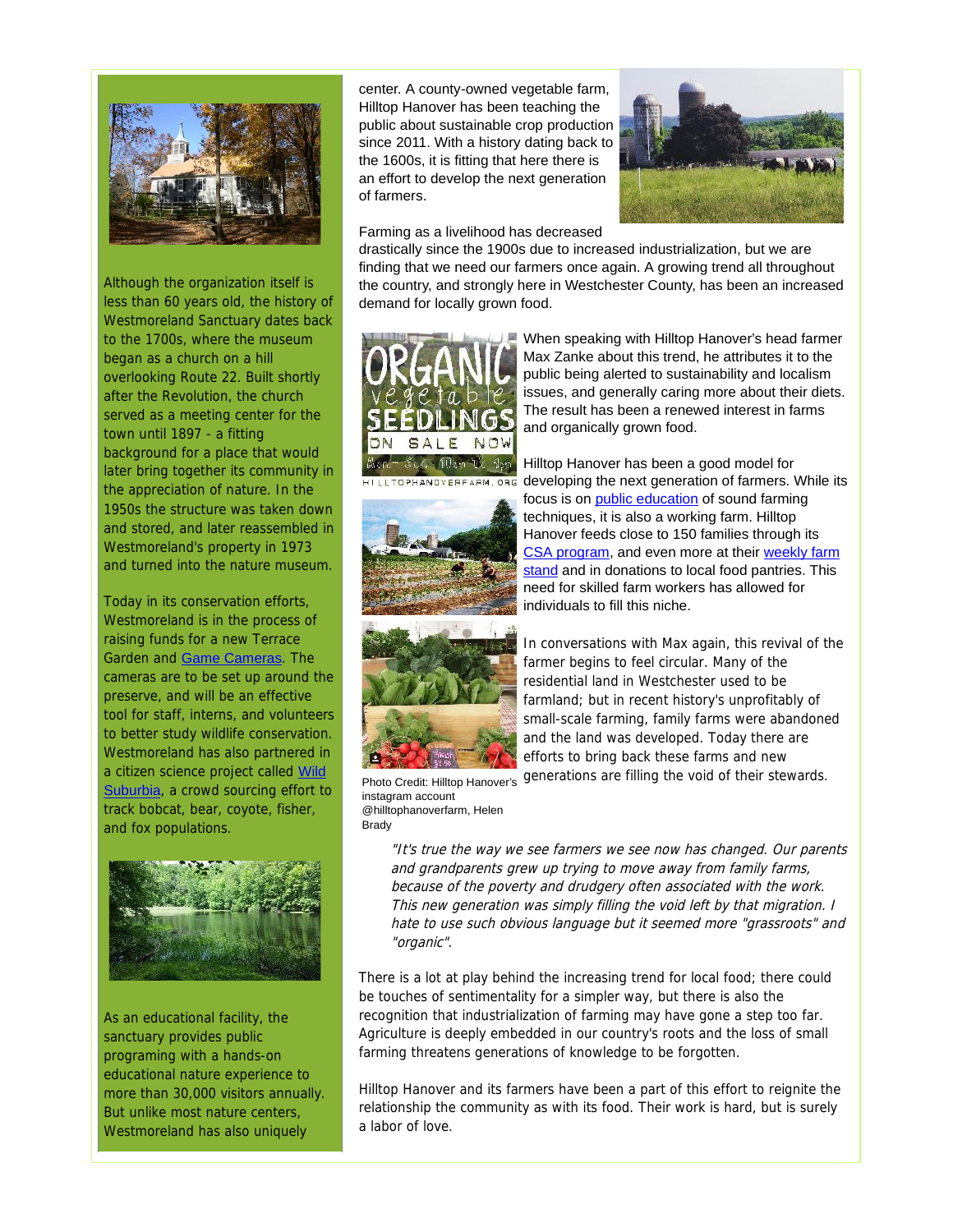Although the organization itself is less than 60 years old, the history of Westmoreland Sanctuary dates back to the 1700s, where the museum began as a church on a hill overlooking Route 22. Built shortly after the Revolution, the church served as a meeting center for the town until 1897 - a fitting background for a place that would later bring together its community in the appreciation of nature. In the 1950s the structure was taken down and stored, and later reassembled in Westmoreland's property in 1973 and turned into the nature museum.

Today in its conservation efforts, Westmoreland is in the process of raising funds for a new Terrace Garden and [Game Cameras]. The cameras are to be set up around the preserve, and will be an effective tool for staff, interns, and volunteers to better study wildlife conservation. Westmoreland has also partnered in a citizen science project called [Wild Suburbia], a crowd sourcing effort to track bobcat, bear, coyote, fisher, and fox populations.

As an educational facility, the sanctuary provides public programing with a hands-on educational nature experience to more than 30,000 visitors annually. But unlike most nature centers, Westmoreland has also uniquely

center. A county-owned vegetable farm, Hilltop Hanover has been teaching the public about sustainable crop production since 2011. With a history dating back to the 1600s, it is fitting that here there is an effort to develop the next generation of farmers.

Farming as a livelihood has decreased drastically since the 1900s due to increased industrialization, but we are finding that we need our farmers once again. A growing trend all throughout the country, and strongly here in Westchester County, has been an increased demand for locally grown food.

When speaking with Hilltop Hanover's head farmer Max Zanke about this trend, he attributes it to the public being alerted to sustainability and localism issues, and generally caring more about their diets. The result has been a renewed interest in farms and organically grown food.

Hilltop Hanover has been a good model for developing the next generation of farmers. While its focus is on [public education] of sound farming techniques, it is also a working farm. Hilltop Hanover feeds close to 150 families through its [CSA program], and even more at their [weekly farm stand] and in donations to local food pantries. This need for skilled farm workers has allowed for individuals to fill this niche.

In conversations with Max again, this revival of the farmer begins to feel circular. Many of the residential land in Westchester used to be farmland; but in recent history's unprofitably of small-scale farming, family farms were abandoned and the land was developed. Today there are efforts to bring back these farms and new generations are filling the void of their stewards.

Photo Credit: Hilltop Hanover's instagram account @hilltophanoverfarm, Helen Brady

> *"It's true the way we see farmers we see now has changed. Our parents and grandparents grew up trying to move away from family farms, because of the poverty and drudgery often associated with the work. This new generation was simply filling the void left by that migration. I hate to use such obvious language but it seemed more "grassroots" and "organic".*

There is a lot at play behind the increasing trend for local food; there could be touches of sentimentality for a simpler way, but there is also the recognition that industrialization of farming may have gone a step too far. Agriculture is deeply embedded in our country's roots and the loss of small farming threatens generations of knowledge to be forgotten.

Hilltop Hanover and its farmers have been a part of this effort to reignite the relationship the community as with its food. Their work is hard, but is surely a labor of love.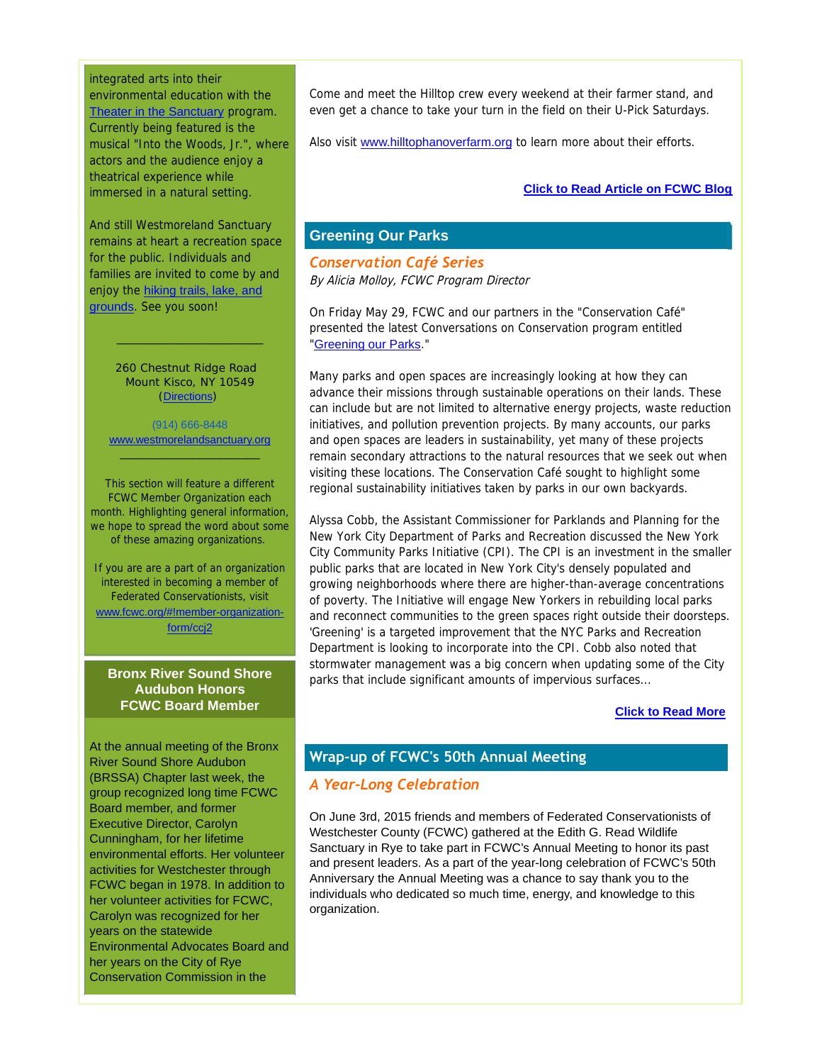integrated arts into their environmental education with the Theater in the Sanctuary program. Currently being featured is the musical "Into the Woods, Jr.", where actors and the audience enjoy a theatrical experience while immersed in a natural setting.

And still Westmoreland Sanctuary remains at heart a recreation space for the public. Individuals and families are invited to come by and enjoy the hiking trails, lake, and grounds. See you soon!

---

260 Chestnut Ridge Road
Mount Kisco, NY 10549
(Directions)

(914) 666-8448
www.westmorelandsanctuary.org

---

This section will feature a different FCWC Member Organization each month. Highlighting general information, we hope to spread the word about some of these amazing organizations.

If you are are a part of an organization interested in becoming a member of Federated Conservationists, visit www.fcwc.org/#!member-organization-form/ccj2

## Bronx River Sound Shore Audubon Honors FCWC Board Member

At the annual meeting of the Bronx River Sound Shore Audubon (BRSSA) Chapter last week, the group recognized long time FCWC Board member, and former Executive Director, Carolyn Cunningham, for her lifetime environmental efforts. Her volunteer activities for Westchester through FCWC began in 1978. In addition to her volunteer activities for FCWC, Carolyn was recognized for her years on the statewide Environmental Advocates Board and her years on the City of Rye Conservation Commission in the

Come and meet the Hilltop crew every weekend at their farmer stand, and even get a chance to take your turn in the field on their U-Pick Saturdays.

Also visit www.hilltophanoverfarm.org to learn more about their efforts.

**Click to Read Article on FCWC Blog**

## Greening Our Parks

### *Conservation Café Series*

*By Alicia Molloy, FCWC Program Director*

On Friday May 29, FCWC and our partners in the "Conservation Café" presented the latest Conversations on Conservation program entitled "Greening our Parks."

Many parks and open spaces are increasingly looking at how they can advance their missions through sustainable operations on their lands. These can include but are not limited to alternative energy projects, waste reduction initiatives, and pollution prevention projects. By many accounts, our parks and open spaces are leaders in sustainability, yet many of these projects remain secondary attractions to the natural resources that we seek out when visiting these locations. The Conservation Café sought to highlight some regional sustainability initiatives taken by parks in our own backyards.

Alyssa Cobb, the Assistant Commissioner for Parklands and Planning for the New York City Department of Parks and Recreation discussed the New York City Community Parks Initiative (CPI). The CPI is an investment in the smaller public parks that are located in New York City's densely populated and growing neighborhoods where there are higher-than-average concentrations of poverty. The Initiative will engage New Yorkers in rebuilding local parks and reconnect communities to the green spaces right outside their doorsteps. 'Greening' is a targeted improvement that the NYC Parks and Recreation Department is looking to incorporate into the CPI. Cobb also noted that stormwater management was a big concern when updating some of the City parks that include significant amounts of impervious surfaces...

**Click to Read More**

## Wrap-up of FCWC's 50th Annual Meeting

### *A Year-Long Celebration*

On June 3rd, 2015 friends and members of Federated Conservationists of Westchester County (FCWC) gathered at the Edith G. Read Wildlife Sanctuary in Rye to take part in FCWC's Annual Meeting to honor its past and present leaders. As a part of the year-long celebration of FCWC's 50th Anniversary the Annual Meeting was a chance to say thank you to the individuals who dedicated so much time, energy, and knowledge to this organization.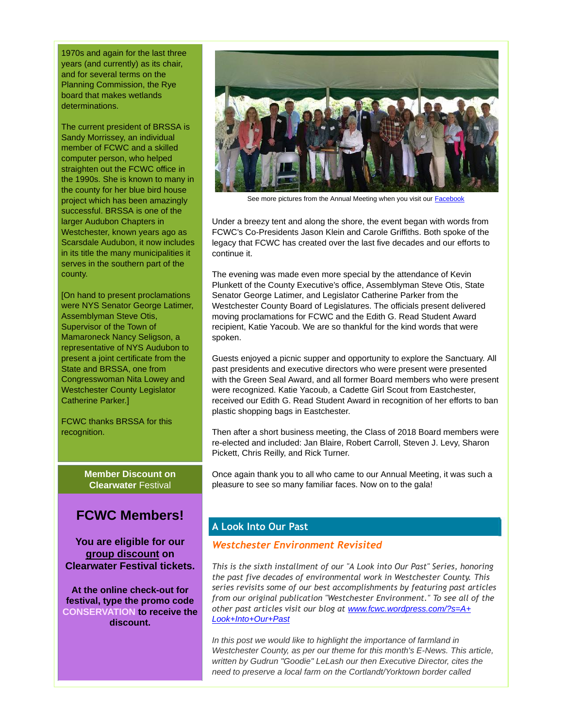1970s and again for the last three years (and currently) as its chair, and for several terms on the Planning Commission, the Rye board that makes wetlands determinations.

The current president of BRSSA is Sandy Morrissey, an individual member of FCWC and a skilled computer person, who helped straighten out the FCWC office in the 1990s. She is known to many in the county for her blue bird house project which has been amazingly successful. BRSSA is one of the larger Audubon Chapters in Westchester, known years ago as Scarsdale Audubon, it now includes in its title the many municipalities it serves in the southern part of the county.

[On hand to present proclamations were NYS Senator George Latimer, Assemblyman Steve Otis, Supervisor of the Town of Mamaroneck Nancy Seligson, a representative of NYS Audubon to present a joint certificate from the State and BRSSA, one from Congresswoman Nita Lowey and Westchester County Legislator Catherine Parker.]

FCWC thanks BRSSA for this recognition.

**Member Discount on Clearwater** Festival

## FCWC Members!

**You are eligible for our group discount on Clearwater Festival tickets.**

**At the online check-out for festival, type the promo code CONSERVATION to receive the discount.**

See more pictures from the Annual Meeting when you visit our Facebook

Under a breezy tent and along the shore, the event began with words from FCWC's Co-Presidents Jason Klein and Carole Griffiths. Both spoke of the legacy that FCWC has created over the last five decades and our efforts to continue it.

The evening was made even more special by the attendance of Kevin Plunkett of the County Executive's office, Assemblyman Steve Otis, State Senator George Latimer, and Legislator Catherine Parker from the Westchester County Board of Legislatures. The officials present delivered moving proclamations for FCWC and the Edith G. Read Student Award recipient, Katie Yacoub. We are so thankful for the kind words that were spoken.

Guests enjoyed a picnic supper and opportunity to explore the Sanctuary. All past presidents and executive directors who were present were presented with the Green Seal Award, and all former Board members who were present were recognized. Katie Yacoub, a Cadette Girl Scout from Eastchester, received our Edith G. Read Student Award in recognition of her efforts to ban plastic shopping bags in Eastchester.

Then after a short business meeting, the Class of 2018 Board members were re-elected and included: Jan Blaire, Robert Carroll, Steven J. Levy, Sharon Pickett, Chris Reilly, and Rick Turner.

Once again thank you to all who came to our Annual Meeting, it was such a pleasure to see so many familiar faces. Now on to the gala!

## A Look Into Our Past

### *Westchester Environment Revisited*

*This is the sixth installment of our "A Look into Our Past" Series, honoring the past five decades of environmental work in Westchester County. This series revisits some of our best accomplishments by featuring past articles from our original publication "Westchester Environment." To see all of the other past articles visit our blog at www.fcwc.wordpress.com/?s=A+Look+Into+Our+Past*

*In this post we would like to highlight the importance of farmland in Westchester County, as per our theme for this month's E-News. This article, written by Gudrun "Goodie" LeLash our then Executive Director, cites the need to preserve a local farm on the Cortlandt/Yorktown border called*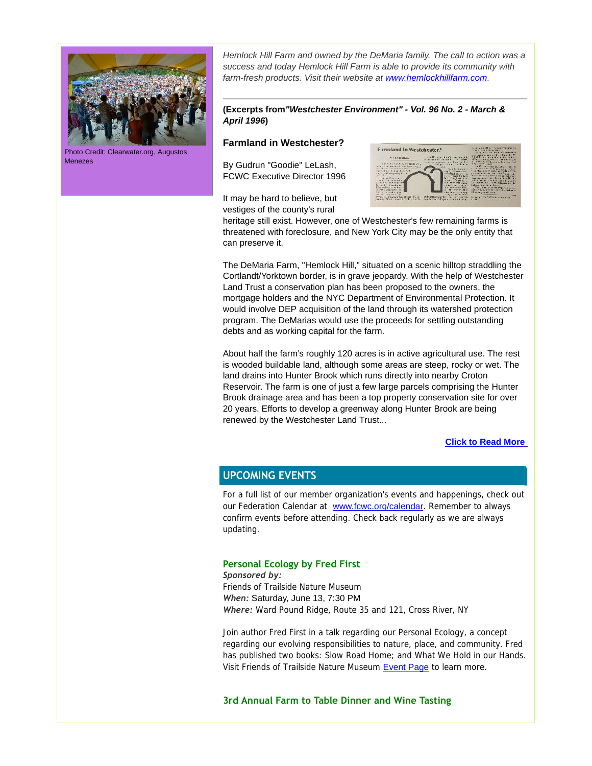Photo Credit: Clearwater.org, Augustos Menezes

*Hemlock Hill Farm and owned by the DeMaria family. The call to action was a success and today Hemlock Hill Farm is able to provide its community with farm-fresh products. Visit their website at [www.hemlockhillfarm.com](http://www.hemlockhillfarm.com).*

---

**(Excerpts from*"Westchester Environment" - Vol. 96 No. 2 - March & April 1996*)**

### Farmland in Westchester?

By Gudrun "Goodie" LeLash, FCWC Executive Director 1996

It may be hard to believe, but vestiges of the county's rural heritage still exist. However, one of Westchester's few remaining farms is threatened with foreclosure, and New York City may be the only entity that can preserve it.

The DeMaria Farm, "Hemlock Hill," situated on a scenic hilltop straddling the Cortlandt/Yorktown border, is in grave jeopardy. With the help of Westchester Land Trust a conservation plan has been proposed to the owners, the mortgage holders and the NYC Department of Environmental Protection. It would involve DEP acquisition of the land through its watershed protection program. The DeMarias would use the proceeds for settling outstanding debts and as working capital for the farm.

About half the farm's roughly 120 acres is in active agricultural use. The rest is wooded buildable land, although some areas are steep, rocky or wet. The land drains into Hunter Brook which runs directly into nearby Croton Reservoir. The farm is one of just a few large parcels comprising the Hunter Brook drainage area and has been a top property conservation site for over 20 years. Efforts to develop a greenway along Hunter Brook are being renewed by the Westchester Land Trust...

**[Click to Read More](#)**

## UPCOMING EVENTS

For a full list of our member organization's events and happenings, check out our Federation Calendar at [www.fcwc.org/calendar](http://www.fcwc.org/calendar). Remember to always confirm events before attending. Check back regularly as we are always updating.

### Personal Ecology by Fred First

***Sponsored by:***
Friends of Trailside Nature Museum
***When:*** Saturday, June 13, 7:30 PM
***Where:*** Ward Pound Ridge, Route 35 and 121, Cross River, NY

Join author Fred First in a talk regarding our Personal Ecology, a concept regarding our evolving responsibilities to nature, place, and community. Fred has published two books: Slow Road Home; and What We Hold in our Hands. Visit Friends of Trailside Nature Museum [Event Page](#) to learn more.

### 3rd Annual Farm to Table Dinner and Wine Tasting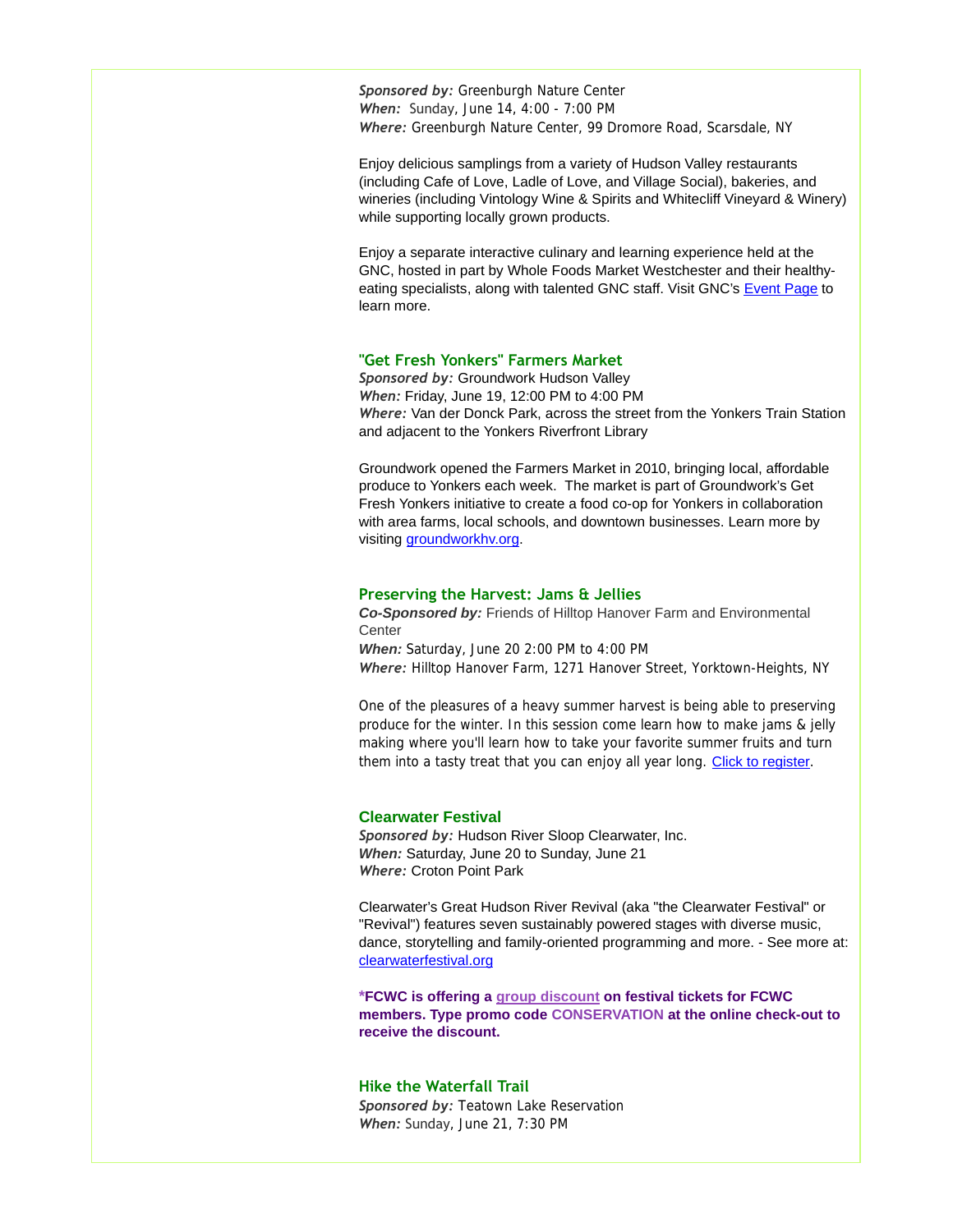***Sponsored by:*** Greenburgh Nature Center
***When:*** Sunday, June 14, 4:00 - 7:00 PM
***Where:*** Greenburgh Nature Center, 99 Dromore Road, Scarsdale, NY

Enjoy delicious samplings from a variety of Hudson Valley restaurants (including Cafe of Love, Ladle of Love, and Village Social), bakeries, and wineries (including Vintology Wine & Spirits and Whitecliff Vineyard & Winery) while supporting locally grown products.

Enjoy a separate interactive culinary and learning experience held at the GNC, hosted in part by Whole Foods Market Westchester and their healthy-eating specialists, along with talented GNC staff. Visit GNC's Event Page to learn more.

### "Get Fresh Yonkers" Farmers Market

***Sponsored by:*** Groundwork Hudson Valley
***When:*** Friday, June 19, 12:00 PM to 4:00 PM
***Where:*** Van der Donck Park, across the street from the Yonkers Train Station and adjacent to the Yonkers Riverfront Library

Groundwork opened the Farmers Market in 2010, bringing local, affordable produce to Yonkers each week. The market is part of Groundwork's Get Fresh Yonkers initiative to create a food co-op for Yonkers in collaboration with area farms, local schools, and downtown businesses. Learn more by visiting groundworkhv.org.

### Preserving the Harvest: Jams & Jellies

***Co-Sponsored by:*** Friends of Hilltop Hanover Farm and Environmental Center
***When:*** Saturday, June 20 2:00 PM to 4:00 PM
***Where:*** Hilltop Hanover Farm, 1271 Hanover Street, Yorktown-Heights, NY

One of the pleasures of a heavy summer harvest is being able to preserving produce for the winter. In this session come learn how to make jams & jelly making where you'll learn how to take your favorite summer fruits and turn them into a tasty treat that you can enjoy all year long. Click to register.

### Clearwater Festival

***Sponsored by:*** Hudson River Sloop Clearwater, Inc.
***When:*** Saturday, June 20 to Sunday, June 21
***Where:*** Croton Point Park

Clearwater's Great Hudson River Revival (aka "the Clearwater Festival" or "Revival") features seven sustainably powered stages with diverse music, dance, storytelling and family-oriented programming and more. - See more at: clearwaterfestival.org

**\*FCWC is offering a group discount on festival tickets for FCWC members. Type promo code CONSERVATION at the online check-out to receive the discount.**

### Hike the Waterfall Trail

***Sponsored by:*** Teatown Lake Reservation
***When:*** Sunday, June 21, 7:30 PM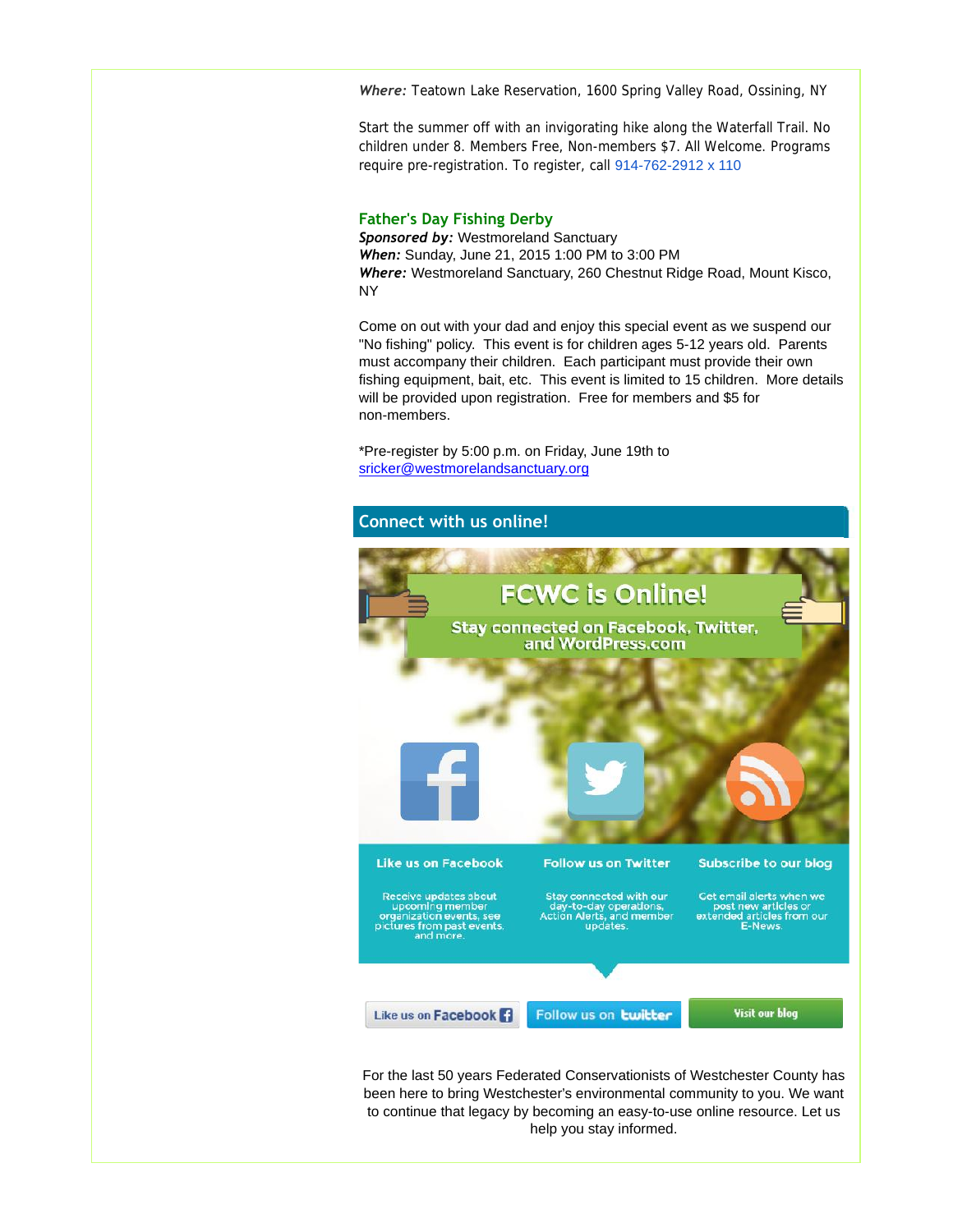***Where:*** Teatown Lake Reservation, 1600 Spring Valley Road, Ossining, NY

Start the summer off with an invigorating hike along the Waterfall Trail. No children under 8. Members Free, Non-members $7. All Welcome. Programs require pre-registration. To register, call 914-762-2912 x 110

### Father's Day Fishing Derby

***Sponsored by:*** Westmoreland Sanctuary
***When:*** Sunday, June 21, 2015 1:00 PM to 3:00 PM
***Where:*** Westmoreland Sanctuary, 260 Chestnut Ridge Road, Mount Kisco, NY

Come on out with your dad and enjoy this special event as we suspend our "No fishing" policy. This event is for children ages 5-12 years old. Parents must accompany their children. Each participant must provide their own fishing equipment, bait, etc. This event is limited to 15 children. More details will be provided upon registration. Free for members and $5 for non-members.

*Pre-register by 5:00 p.m. on Friday, June 19th to sricker@westmorelandsanctuary.org

## Connect with us online!

FCWC is Online!

Stay connected on Facebook, Twitter, and WordPress.com

| Like us on Facebook | Follow us on Twitter | Subscribe to our blog |
| --- | --- | --- |
| Receive updates about upcoming member organization events, see pictures from past events, and more. | Stay connected with our day-to-day operations, Action Alerts, and member updates. | Get email alerts when we post new articles or extended articles from our E-News. |

Like us on Facebook | Follow us on twitter | Visit our blog

For the last 50 years Federated Conservationists of Westchester County has been here to bring Westchester's environmental community to you. We want to continue that legacy by becoming an easy-to-use online resource. Let us help you stay informed.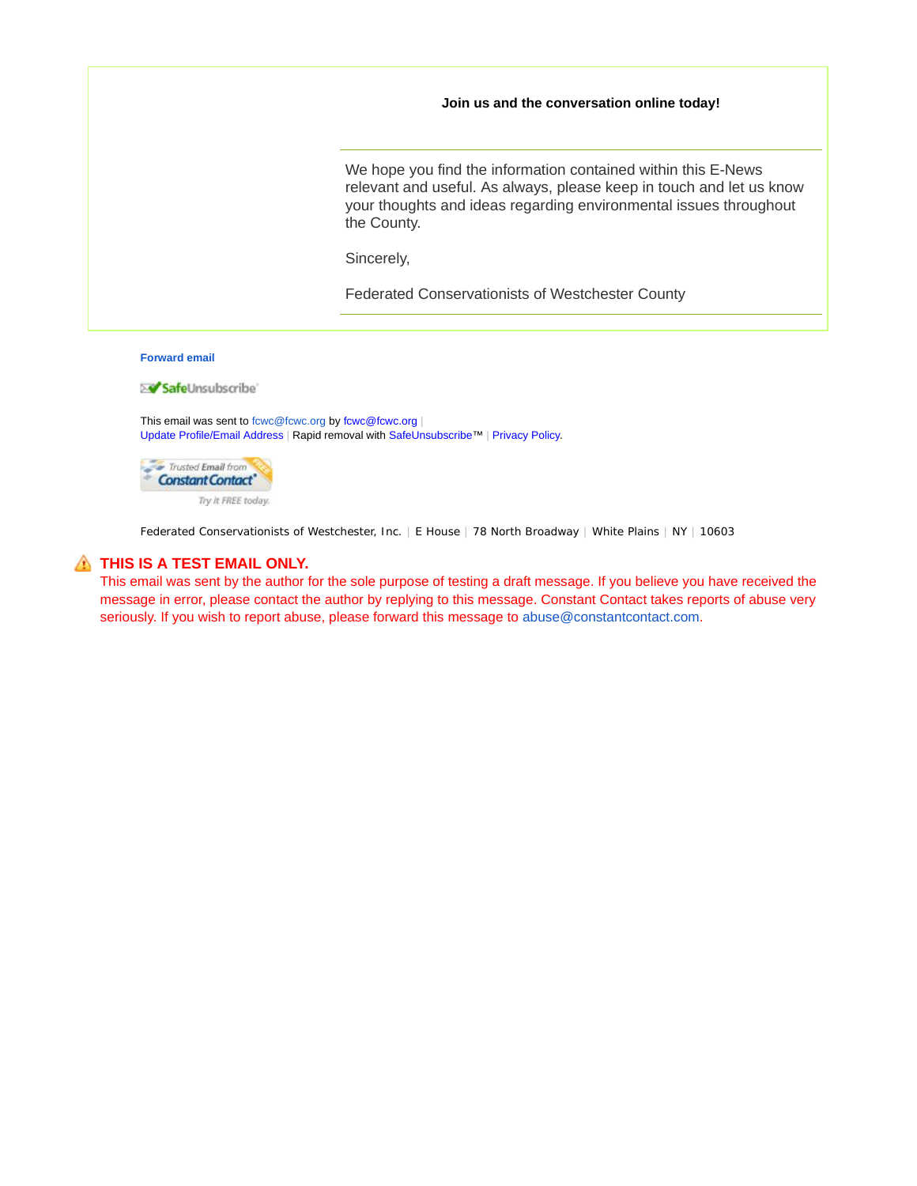**Join us and the conversation online today!**

---

We hope you find the information contained within this E-News relevant and useful. As always, please keep in touch and let us know your thoughts and ideas regarding environmental issues throughout the County.

Sincerely,

Federated Conservationists of Westchester County

---

**Forward email**

SafeUnsubscribe

This email was sent to fcwc@fcwc.org by fcwc@fcwc.org |
Update Profile/Email Address | Rapid removal with SafeUnsubscribe™ | Privacy Policy.

Trusted Email from Constant Contact — Try it FREE today.

Federated Conservationists of Westchester, Inc. | E House | 78 North Broadway | White Plains | NY | 10603

**THIS IS A TEST EMAIL ONLY.**

This email was sent by the author for the sole purpose of testing a draft message. If you believe you have received the message in error, please contact the author by replying to this message. Constant Contact takes reports of abuse very seriously. If you wish to report abuse, please forward this message to abuse@constantcontact.com.